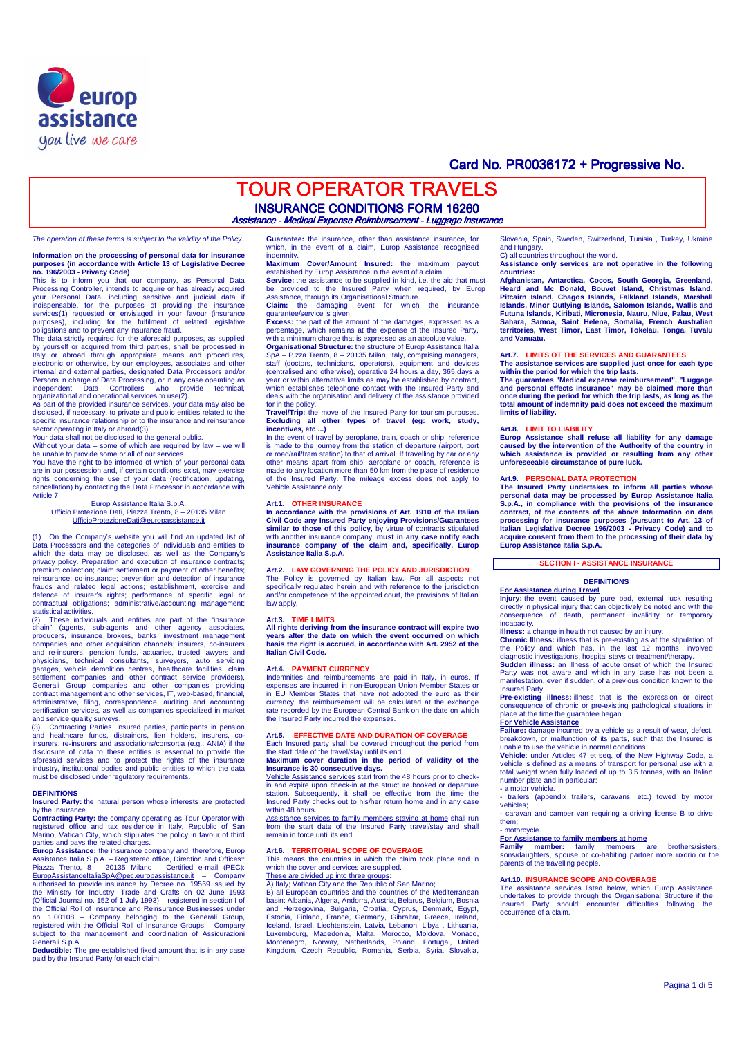Card No. PR0036172 + Progressive No.

# TOUR OPERATOR TRAVELS

## INSURANCE CONDITIONS FORM 16260

***Assistance - Medical Expense Reimbursement - Luggage insurance***

*The operation of these terms is subject to the validity of the Policy.*

**Information on the processing of personal data for insurance purposes (in accordance with Article 13 of Legislative Decree no. 196/2003 - Privacy Code)**

This is to inform you that our company, as Personal Data Processing Controller, intends to acquire or has already acquired your Personal Data, including sensitive and judicial data if indispensable, for the purposes of providing the insurance services(1) requested or envisaged in your favour (insurance purposes), including for the fulfilment of related legislative obligations and to prevent any insurance fraud.

The data strictly required for the aforesaid purposes, as supplied by yourself or acquired from third parties, shall be processed in Italy or abroad through appropriate means and procedures, electronic or otherwise, by our employees, associates and other internal and external parties, designated Data Processors and/or Persons in charge of Data Processing, or in any case operating as independent Data Controllers who provide technical, organizational and operational services to use(2).

As part of the provided insurance services, your data may also be disclosed, if necessary, to private and public entities related to the specific insurance relationship or to the insurance and reinsurance sector operating in Italy or abroad(3).

Your data shall not be disclosed to the general public.

Without your data – some of which are required by law – we will be unable to provide some or all of our services.

You have the right to be informed of which of your personal data are in our possession and, if certain conditions exist, may exercise rights concerning the use of your data (rectification, updating, cancellation) by contacting the Data Processor in accordance with Article 7:

Europ Assistance Italia S.p.A.
Ufficio Protezione Dati, Piazza Trento, 8 – 20135 Milan
UfficioProtezioneDati@europassistance.it

(1) On the Company's website you will find an updated list of Data Processors and the categories of individuals and entities to which the data may be disclosed, as well as the Company's privacy policy. Preparation and execution of insurance contracts; premium collection; claim settlement or payment of other benefits; reinsurance; co-insurance; prevention and detection of insurance frauds and related legal actions; establishment, exercise and defence of insurer's rights; performance of specific legal or contractual obligations; administrative/accounting management; statistical activities.

(2) These individuals and entities are part of the "insurance chain" (agents, sub-agents and other agency associates, producers, insurance brokers, banks, investment management companies and other acquisition channels; insurers, co-insurers and re-insurers, pension funds, actuaries, trusted lawyers and physicians, technical consultants, surveyors, auto servicing garages, vehicle demolition centres, healthcare facilities, claim settlement companies and other contract service providers), Generali Group companies and other companies providing contract management and other services, IT, web-based, financial, administrative, filing, correspondence, auditing and accounting certification services, as well as companies specialized in market and service quality surveys.

(3) Contracting Parties, insured parties, participants in pension and healthcare funds, distrainors, lien holders, insurers, co-insurers, re-insurers and associations/consortia (e.g.: ANIA) if the disclosure of data to these entities is essential to provide the aforesaid services and to protect the rights of the insurance industry, institutional bodies and public entities to which the data must be disclosed under regulatory requirements.

**DEFINITIONS**

**Insured Party:** the natural person whose interests are protected by the Insurance.

**Contracting Party:** the company operating as Tour Operator with registered office and tax residence in Italy, Republic of San Marino, Vatican City, which stipulates the policy in favour of third parties and pays the related charges.

**Europ Assistance:** the insurance company and, therefore, Europ Assistance Italia S.p.A. – Registered office, Direction and Offices:: Piazza Trento, 8 – 20135 Milano – Certified e-mail (PEC): EuropAssistanceItaliaSpA@pec.europassistance.it – Company authorised to provide insurance by Decree no. 19569 issued by the Ministry for Industry, Trade and Crafts on 02 June 1993 (Official Journal no. 152 of 1 July 1993) – registered in section I of the Official Roll of Insurance and Reinsurance Businesses under no. 1.00108 – Company belonging to the Generali Group, registered with the Official Roll of Insurance Groups – Company subject to the management and coordination of Assicurazioni Generali S.p.A.

**Deductible:** The pre-established fixed amount that is in any case paid by the Insured Party for each claim.

**Guarantee:** the insurance, other than assistance insurance, for which, in the event of a claim, Europ Assistance recognised indemnity.

**Maximum Cover/Amount Insured:** the maximum payout established by Europ Assistance in the event of a claim.

**Service:** the assistance to be supplied in kind, i.e. the aid that must be provided to the Insured Party when required, by Europ Assistance, through its Organisational Structure.

**Claim:** the damaging event for which the insurance guarantee/service is given.

**Excess:** the part of the amount of the damages, expressed as a percentage, which remains at the expense of the Insured Party, with a minimum charge that is expressed as an absolute value.

**Organisational Structure:** the structure of Europ Assistance Italia SpA – P.zza Trento, 8 – 20135 Milan, Italy, comprising managers, staff (doctors, technicians, operators), equipment and devices (centralised and otherwise), operative 24 hours a day, 365 days a year or within alternative limits as may be established by contract, which establishes telephone contact with the Insured Party and deals with the organisation and delivery of the assistance provided for in the policy.

**Travel/Trip:** the move of the Insured Party for tourism purposes. **Excluding all other types of travel (eg: work, study, incentives, etc ...)**

In the event of travel by aeroplane, train, coach or ship, reference is made to the journey from the station of departure (airport, port or road/rail/tram station) to that of arrival. If travelling by car or any other means apart from ship, aeroplane or coach, reference is made to any location more than 50 km from the place of residence of the Insured Party. The mileage excess does not apply to Vehicle Assistance only.

### Art.1. OTHER INSURANCE

**In accordance with the provisions of Art. 1910 of the Italian Civil Code any Insured Party enjoying Provisions/Guarantees similar to those of this policy**, by virtue of contracts stipulated with another insurance company, **must in any case notify each insurance company of the claim and, specifically, Europ Assistance Italia S.p.A.**

### Art.2. LAW GOVERNING THE POLICY AND JURISDICTION

The Policy is governed by Italian law. For all aspects not specifically regulated herein and with reference to the jurisdiction and/or competence of the appointed court, the provisions of Italian law apply.

### Art.3. TIME LIMITS

**All rights deriving from the insurance contract will expire two years after the date on which the event occurred on which basis the right is accrued, in accordance with Art. 2952 of the Italian Civil Code.**

### Art.4. PAYMENT CURRENCY

Indemnities and reimbursements are paid in Italy, in euros. If expenses are incurred in non-European Union Member States or in EU Member States that have not adopted the euro as their currency, the reimbursement will be calculated at the exchange rate recorded by the European Central Bank on the date on which the Insured Party incurred the expenses.

### Art.5. EFFECTIVE DATE AND DURATION OF COVERAGE

Each Insured party shall be covered throughout the period from the start date of the travel/stay until its end.

**Maximum cover duration in the period of validity of the Insurance is 30 consecutive days.**

Vehicle Assistance services start from the 48 hours prior to check-in and expire upon check-in at the structure booked or departure station. Subsequently, it shall be effective from the time the Insured Party checks out to his/her return home and in any case within 48 hours.

Assistance services to family members staying at home shall run from the start date of the Insured Party travel/stay and shall remain in force until its end.

### Art.6. TERRITORIAL SCOPE OF COVERAGE

This means the countries in which the claim took place and in which the cover and services are supplied.

These are divided up into three groups:

A) Italy; Vatican City and the Republic of San Marino;

B) all European countries and the countries of the Mediterranean basin: Albania, Algeria, Andorra, Austria, Belarus, Belgium, Bosnia and Herzegovina, Bulgaria, Croatia, Cyprus, Denmark, Egypt, Estonia, Finland, France, Germany, Gibraltar, Greece, Ireland, Iceland, Israel, Liechtenstein, Latvia, Lebanon, Libya , Lithuania, Luxembourg, Macedonia, Malta, Morocco, Moldova, Monaco, Montenegro, Norway, Netherlands, Poland, Portugal, United Kingdom, Czech Republic, Romania, Serbia, Syria, Slovakia, Slovenia, Spain, Sweden, Switzerland, Tunisia , Turkey, Ukraine and Hungary.

C) all countries throughout the world.

**Assistance only services are not operative in the following countries:**

**Afghanistan, Antarctica, Cocos, South Georgia, Greenland, Heard and Mc Donald, Bouvet Island, Christmas Island, Pitcairn Island, Chagos Islands, Falkland Islands, Marshall Islands, Minor Outlying Islands, Salomon Islands, Wallis and Futuna Islands, Kiribati, Micronesia, Nauru, Niue, Palau, West Sahara, Samoa, Saint Helena, Somalia, French Australian territories, West Timor, East Timor, Tokelau, Tonga, Tuvalu and Vanuatu.**

### Art.7. LIMITS OF THE SERVICES AND GUARANTEES

**The assistance services are supplied just once for each type within the period for which the trip lasts.**

**The guarantees "Medical expense reimbursement", "Luggage and personal effects insurance" may be claimed more than once during the period for which the trip lasts, as long as the total amount of indemnity paid does not exceed the maximum limits of liability.**

### Art.8. LIMIT TO LIABILITY

**Europ Assistance shall refuse all liability for any damage caused by the intervention of the Authority of the country in which assistance is provided or resulting from any other unforeseeable circumstance of pure luck.**

### Art.9. PERSONAL DATA PROTECTION

**The Insured Party undertakes to inform all parties whose personal data may be processed by Europ Assistance Italia S.p.A., in compliance with the provisions of the insurance contract, of the contents of the above Information on data processing for insurance purposes (pursuant to Art. 13 of Italian Legislative Decree 196/2003 - Privacy Code) and to acquire consent from them to the processing of their data by Europ Assistance Italia S.p.A.**

## SECTION I - ASSISTANCE INSURANCE

### DEFINITIONS

**For Assistance during Travel**

**Injury:** the event caused by pure bad, external luck resulting directly in physical injury that can objectively be noted and with the consequence of death, permanent invalidity or temporary incapacity.

**Illness:** a change in health not caused by an injury.

**Chronic Illness:** illness that is pre-existing as at the stipulation of the Policy and which has, in the last 12 months, involved diagnostic investigations, hospital stays or treatment/therapy.

**Sudden illness:** an illness of acute onset of which the Insured Party was not aware and which in any case has not been a manifestation, even if sudden, of a previous condition known to the Insured Party.

**Pre-existing illness:** illness that is the expression or direct consequence of chronic or pre-existing pathological situations in place at the time the guarantee began.

**For Vehicle Assistance**

**Failure:** damage incurred by a vehicle as a result of wear, defect, breakdown, or malfunction of its parts, such that the Insured is unable to use the vehicle in normal conditions.

**Vehicle**: under Articles 47 et seq. of the New Highway Code, a vehicle is defined as a means of transport for personal use with a total weight when fully loaded of up to 3.5 tonnes, with an Italian number plate and in particular:

- a motor vehicle.
- trailers (appendix trailers, caravans, etc.) towed by motor vehicles;
- caravan and camper van requiring a driving license B to drive them;
- motorcycle.

**For Assistance to family members at home**

**Family member:** family members are brothers/sisters, sons/daughters, spouse or co-habiting partner more uxorio or the parents of the travelling people.

### Art.10. INSURANCE SCOPE AND COVERAGE

The assistance services listed below, which Europ Assistance undertakes to provide through the Organisational Structure if the Insured Party should encounter difficulties following the occurrence of a claim.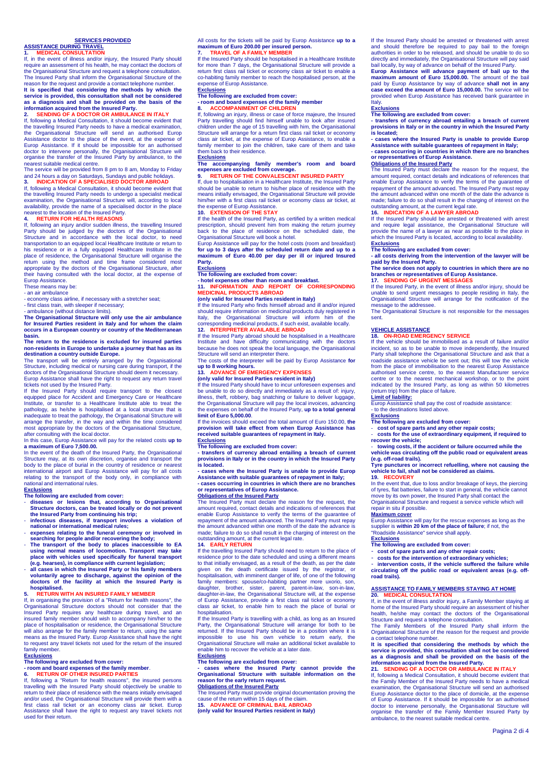## SERVICES PROVIDED

### ASSISTANCE DURING TRAVEL

#### 1. MEDICAL CONSULTATION

If, in the event of illness and/or injury, the Insured Party should require an assessment of his health, he may contact the doctors of the Organisational Structure and request a telephone consultation.
The Insured Party shall inform the Organisational Structure of the reason for the request and provide a contact telephone number.
**It is specified that considering the methods by which the service is provided, this consultation shall not be considered as a diagnosis and shall be provided on the basis of the information acquired from the Insured Party.**

#### 2. SENDING OF A DOCTOR OR AMBULANCE IN ITALY

If, following a Medical Consultation, it should become evident that the travelling Insured Party needs to have a medical examination, the Organisational Structure will send an authorised Europ Assistance doctor to the place of the event, at the expense of Europ Assistance. If it should be impossible for an authorised doctor to intervene personally, the Organisational Structure will organise the transfer of the Insured Party by ambulance, to the nearest suitable medical centre.
The service will be provided from 8 pm to 8 am, Monday to Friday and 24 hours a day on Saturdays, Sundays and public holidays.

#### 3. INDICATION OF A SPECIALISED DOCTOR ABROAD

If, following a Medical Consultation, it should become evident that the travelling Insured Party needs to undergo a specialist medical examination, the Organisational Structure will, according to local availability, provide the name of a specialised doctor in the place nearest to the location of the Insured Party.

#### 4. RETURN FOR HEALTH REASONS

If, following an injury and/or sudden illness, the travelling Insured Party should be judged by the doctors of the Organisational Structure and in accordance with the local doctor, to need transportation to an equipped local Healthcare Institute or return to his residence or in a fully equipped Healthcare Institute in the place of residence, the Organisational Structure will organise the return using the method and time frame considered most appropriate by the doctors of the Organisational Structure, after their having consulted with the local doctor, at the expense of Europ Assistance.
These means may be:
- an air ambulance
- economy class airline, if necessary with a stretcher seat;
- first class train, with sleeper if necessary;
- ambulance (without distance limits).

**The Organisational Structure will only use the air ambulance for Insured Parties resident in Italy and for whom the claim occurs in a European country or country of the Mediterranean basin.**
**The return to the residence is excluded for insured parties non-residents in Europe to undertake a journey that has as its destination a country outside Europe.**
The transport will be entirely arranged by the Organisational Structure, including medical or nursing care during transport, if the doctors of the Organisational Structure should deem it necessary.
Europ Assistance shall have the right to request any return travel tickets not used by the Insured Party.
If the Insured Party should require transport to the closest equipped place for Accident and Emergency Care or Healthcare Institute, or transfer to a Healthcare Institute able to treat the pathology, as he/she is hospitalised at a local structure that is inadequate to treat the pathology, the Organisational Structure will arrange the transfer, in the way and within the time considered most appropriate by the doctors of the Organisational Structure, after consulting with the local doctor.
In this case, Europ Assistance will pay for the related costs **up to a maximum of Euro 7,500.00.**
In the event of the death of the Insured Party, the Organisational Structure may, at its own discretion, organise and transport the body to the place of burial in the country of residence or nearest international airport and Europ Assistance will pay for all costs relating to the transport of the body only, in compliance with national and international rules.

**Exclusions**

**The following are excluded from cover:**
- **diseases or lesions that, according to Organisational Structure doctors, can be treated locally or do not prevent the Insured Party from continuing his trip;**
- **infectious diseases, if transport involves a violation of national or international medical rules;**
- **expenses relating to the funeral ceremony or involved in searching for people and/or recovering the body;**
- **The transport of the body to places inaccessible to EA using normal means of locomotion. Transport may take place with vehicles used specifically for funeral transport (e.g. hearses), in compliance with current legislation;**
- **all cases in which the Insured Party or his family members voluntarily agree to discharge, against the opinion of the doctors of the facility at which the Insured Party is hospitalised.**

#### 5. RETURN WITH AN INSURED FAMILY MEMBER

If, in organising the provision of a "Return for health reasons", the Organisational Structure doctors should not consider that the Insured Party requires any healthcare during travel, and an insured family member should wish to accompany him/her to the place of hospitalisation or residence, the Organisational Structure will also arrange for the family member to return, using the same means as the Insured Party. Europ Assistance shall have the right to request any travel tickets not used for the return of the insured family member.

**Exclusions**

**The following are excluded from cover:**
**- room and board expenses of the family member**.

#### 6. RETURN OF OTHER INSURED PARTIES

If, following a "Return for health reasons", the insured persons travelling with the Insured Party should objectively be unable to return to their place of residence with the means initially envisaged and/or used, the Organisational Structure will provide them with a first class rail ticket or an economy class air ticket. Europ Assistance shall have the right to request any travel tickets not used for their return.
All costs for the tickets will be paid by Europ Assistance **up to a maximum of Euro 200.00 per insured person.**

#### 7. TRAVEL OF A FAMILY MEMBER

If the Insured Party should be hospitalised in a Healthcare Institute for more than 7 days, the Organisational Structure will provide a return first class rail ticket or economy class air ticket to enable a co-habiting family member to reach the hospitalised person, at the expense of Europ Assistance.

**Exclusions**

**The following are excluded from cover:**
**- room and board expenses of the family member**

#### 8. ACCOMPANIMENT OF CHILDREN

If, following an injury, illness or case of force majeure, the Insured Party travelling should find himself unable to look after insured children under the age of 15 travelling with him, the Organisational Structure will arrange for a return first class rail ticket or economy class air ticket, at the expense of Europ Assistance, to enable a family member to join the children, take care of them and take them back to their residence.

**Exclusions**

**The accompanying family member's room and board expenses are excluded from coverage.**

#### 9. RETURN OF THE CONVALESCENT INSURED PARTY

If, due to hospitalisation in a Healthcare Institute, the Insured Party should be unable to return to his/her place of residence with the means initially envisaged, the Organisational Structure will provide him/her with a first class rail ticket or economy class air ticket, at the expense of Europ Assistance.

#### 10. EXTENSION OF THE STAY

If the health of the Insured Party, as certified by a written medical prescription, should prevent him from making the return journey back to the place of residence on the scheduled date, the Organisational Structure will book a hotel.
Europ Assistance will pay for the hotel costs (room and breakfast) **for up to 3 days after the scheduled return date and up to a maximum of Euro 40.00 per day per ill or injured Insured Party.**

**Exclusions**

**The following are excluded from cover:**
**- hotel expenses other than room and breakfast.**

#### 11. INFORMATION AND REPORT OF CORRESPONDING MEDICINAL PRODUCTS ABROAD

**(only valid for Insured Parties resident in Italy)**
If the Insured Party who finds himself abroad and ill and/or injured should require information on medicinal products duly registered in Italy, the Organisational Structure will inform him of the corresponding medicinal products, if such exist, available locally.

#### 12. INTERPRETER AVAILABLE ABROAD

If the Insured Party abroad should be hospitalised in a Healthcare Institute and have difficulty communicating with the doctors because he does not speak the local language, the Organisational Structure will send an interpreter there.
The costs of the interpreter will be paid by Europ Assistance **for up to 8 working hours.**

#### 13. ADVANCE OF EMERGENCY EXPENSES

**(only valid for Insured Parties resident in Italy)**
If the Insured Party should have to incur unforeseen expenses and be unable to do so directly and immediately as a result of: injury, illness, theft, robbery, bag snatching or failure to deliver luggage, the Organisational Structure will pay the local invoices, advancing the expenses on behalf of the Insured Party, **up to a total general limit of Euro 5,000.00**.
If the invoices should exceed the total amount of Euro 150.00, **the provision will take effect from when Europ Assistance has received suitable guarantees of repayment in Italy.**

**Exclusions**

**The following are excluded from cover:**
**- transfers of currency abroad entailing a breach of current provisions in Italy or in the country in which the Insured Party is located.**
**- cases where the Insured Party is unable to provide Europ Assistance with suitable guarantees of repayment in Italy;**
**- cases occurring in countries in which there are no branches or representatives of Europ Assistance.**

**Obligations of the Insured Party**

The Insured Party must declare the reason for the request, the amount required, contact details and indications of references that enable Europ Assistance to verify the terms of the guarantee of repayment of the amount advanced. The Insured Party must repay the amount advanced within one month of the date the advance is made; failure to do so shall result in the charging of interest on the outstanding amount, at the current legal rate.

#### 14. EARLY RETURN

If the travelling Insured Party should need to return to the place of residence prior to the date scheduled and using a different means to that initially envisaged, as a result of the death, as per the date given on the death certificate issued by the registrar, or hospitalisation, with imminent danger of life, of one of the following family members: spouse/co-habiting partner more uxorio, son, daughter, brother, sister, parent, parent-in-law, son-in-law, daughter-in-law, the Organisational Structure will, at the expense of Europ Assistance, provide a first class rail ticket or economy class air ticket, to enable him to reach the place of burial or hospitalisation.
If the Insured Party is travelling with a child, as long as an Insured Party, the Organisational Structure will arrange for both to be returned. If the Insured Party should be in a position where it is impossible to use his own vehicle to return early, the Organisational Structure will make an additional ticket available to enable him to recover the vehicle at a later date.

**Exclusions**

**The following are excluded from cover:**
**- cases where the Insured Party cannot provide the Organisational Structure with suitable information on the reason for the early return request.**

**Obligations of the Insured Party**

The Insured Party must provide original documentation proving the cause of the return within 15 days of the claim.

#### 15. ADVANCE OF CRIMINAL BAIL ABROAD

**(only valid for Insured Parties resident in Italy)**
If the Insured Party should be arrested or threatened with arrest and should therefore be required to pay bail to the foreign authorities in order to be released, and should be unable to do so directly and immediately, the Organisational Structure will pay said bail locally, by way of advance on behalf of the Insured Party.
**Europ Assistance will advance payment of bail up to the maximum amount of Euro 15,000.00.** The amount of the bail paid by Europ Assistance by way of advance **shall not in any case exceed the amount of Euro 15,000.00.** The service will be provided when Europ Assistance has received bank guarantee in Italy.

**Exclusions**

**The following are excluded from cover:**
**- transfers of currency abroad entailing a breach of current provisions in Italy or in the country in which the Insured Party is located;**
**- cases where the Insured Party is unable to provide Europ Assistance with suitable guarantees of repayment in Italy;**
**- cases occurring in countries in which there are no branches or representatives of Europ Assistance.**

**Obligations of the Insured Party**

The Insured Party must declare the reason for the request, the amount required, contact details and indications of references that enable Europ Assistance to verify the terms of the guarantee of repayment of the amount advanced. The Insured Party must repay the amount advanced within one month of the date the advance is made; failure to do so shall result in the charging of interest on the outstanding amount, at the current legal rate.

#### 16. INDICATION OF A LAWYER ABROAD

If the Insured Party should be arrested or threatened with arrest and require legal assistance, the Organisational Structure will provide the name of a lawyer as near as possible to the place in which the Insured Party is located, according to local availability.

**Exclusions**

**The following are excluded from cover:**
**- all costs deriving from the intervention of the lawyer will be paid by the Insured Party.**
**The service does not apply to countries in which there are no branches or representatives of Europ Assistance.**

#### 17. SENDING OF URGENT MESSAGES

If the Insured Party, in the event of illness and/or injury, should be unable to send urgent messages to people residing in Italy, the Organisational Structure will arrange for the notification of the message to the addressee.
The Organisational Structure is not responsible for the messages sent.

### VEHICLE ASSISTANCE

#### 18. ON-ROAD EMERGENCY SERVICE

If the vehicle should be immobilised as a result of failure and/or incident, so as to be unable to move independently, the Insured Party shall telephone the Organisational Structure and ask that a roadside assistance vehicle be sent out; this will tow the vehicle from the place of immobilisation to the nearest Europ Assistance authorised service centre, to the nearest Manufacturer service centre or to the nearest mechanical workshop, or to the point indicated by the Insured Party, as long as within 50 kilometres (return trip) from the place of failure.

**Limit of liability:**

Europ Assistance shall pay the cost of roadside assistance:
- to the destinations listed above.

**Exclusions**

**The following are excluded from cover:**
- **cost of spare parts and any other repair costs;**
- **costs for the use of extraordinary equipment, if required to recover the vehicle;**
- **towing costs, if the accident or failure occurred while the vehicle was circulating off the public road or equivalent areas (e.g. off-road trails).**

**Tyre punctures or incorrect refuelling, where not causing the vehicle to fail, shall not be considered as claims.**

#### 19. RECOVERY

In the event that, due to loss and/or breakage of keys, the piercing of tyres, flat batteries, failure to start in general, the vehicle cannot move by its own power, the Insured Party shall contact the Organisational Structure and request a service vehicle which will repair in situ if possible.

**Maximum cover**

Europ Assistance will pay for the rescue expenses as long as the supplier is **within 20 km of the place of failure**; if not, the "Roadside Assistance" service shall apply.

**Exclusions**

**The following are excluded from cover:**
- **cost of spare parts and any other repair costs;**
- **costs for the intervention of extraordinary vehicles;**
- **intervention costs, if the vehicle suffered the failure while circulating off the public road or equivalent areas (e.g. off-road trails).**

### ASSISTANCE TO FAMILY MEMBERS STAYING AT HOME

#### 20. MEDICAL CONSULTATION

If, in the event of illness and/or injury, a Family Member staying at home of the Insured Party should require an assessment of his/her health, he/she may contact the doctors of the Organisational Structure and request a telephone consultation.
The Family Members of the Insured Party shall inform the Organisational Structure of the reason for the request and provide a contact telephone number.
**It is specified that considering the methods by which the service is provided, this consultation shall not be considered as a diagnosis and shall be provided on the basis of the information acquired from the Insured Party.**

#### 21. SENDING OF A DOCTOR OR AMBULANCE IN ITALY

If, following a Medical Consultation, it should become evident that the Family Member of the Insured Party needs to have a medical examination, the Organisational Structure will send an authorised Europ Assistance doctor to the place of domicile, at the expense of Europ Assistance. If it should be impossible for an authorised doctor to intervene personally, the Organisational Structure will organise the transfer of the Family Member Insured Party by ambulance, to the nearest suitable medical centre.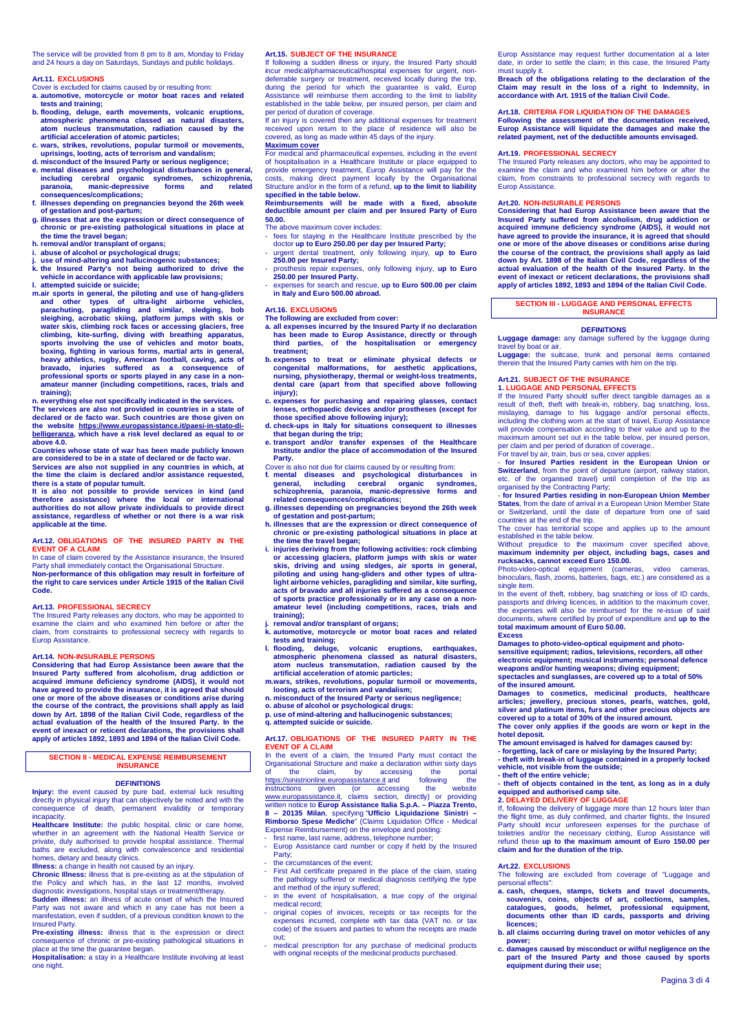The service will be provided from 8 pm to 8 am, Monday to Friday and 24 hours a day on Saturdays, Sundays and public holidays.

### Art.11. EXCLUSIONS

Cover is excluded for claims caused by or resulting from:

**a. automotive, motorcycle or motor boat races and related tests and training;**

**b. flooding, deluge, earth movements, volcanic eruptions, atmospheric phenomena classed as natural disasters, atom nucleus transmutation, radiation caused by the artificial acceleration of atomic particles;**

**c. wars, strikes, revolutions, popular turmoil or movements, uprisings, looting, acts of terrorism and vandalism;**

**d. misconduct of the Insured Party or serious negligence;**

**e. mental diseases and psychological disturbances in general, including cerebral organic syndromes, schizophrenia, paranoia, manic-depressive forms and related consequences/complications;**

**f. illnesses depending on pregnancies beyond the 26th week of gestation and post-partum;**

**g. illnesses that are the expression or direct consequence of chronic or pre-existing pathological situations in place at the time the travel began;**

**h. removal and/or transplant of organs;**

**i. abuse of alcohol or psychological drugs;**

**j. use of mind-altering and hallucinogenic substances;**

**k. the Insured Party's not being authorized to drive the vehicle in accordance with applicable law provisions;**

**l. attempted suicide or suicide;**

**m. air sports in general, the piloting and use of hang-gliders and other types of ultra-light airborne vehicles, parachuting, paragliding and similar, sledging, bob sleighing, acrobatic skiing, platform jumps with skis or water skis, climbing rock faces or accessing glaciers, free climbing, kite-surfing, diving with breathing apparatus, sports involving the use of vehicles and motor boats, boxing, fighting in various forms, martial arts in general, heavy athletics, rugby, American football, caving, acts of bravado, injuries suffered as a consequence of professional sports or sports played in any case in a non-amateur manner (including competitions, races, trials and training);**

**n. everything else not specifically indicated in the services.**

**The services are also not provided in countries in a state of declared or de facto war. Such countries are those given on the website https://www.europassistance.it/paesi-in-stato-di-belligeranza, which have a risk level declared as equal to or above 4.0.**

**Countries whose state of war has been made publicly known are considered to be in a state of declared or de facto war.**

**Services are also not supplied in any countries in which, at the time the claim is declared and/or assistance requested, there is a state of popular tumult.**

**It is also not possible to provide services in kind (and therefore assistance) where the local or international authorities do not allow private individuals to provide direct assistance, regardless of whether or not there is a war risk applicable at the time.**

### Art.12. OBLIGATIONS OF THE INSURED PARTY IN THE EVENT OF A CLAIM

In case of claim covered by the Assistance insurance, the Insured Party shall immediately contact the Organisational Structure.

**Non-performance of this obligation may result in forfeiture of the right to care services under Article 1915 of the Italian Civil Code.**

### Art.13. PROFESSIONAL SECRECY

The Insured Party releases any doctors, who may be appointed to examine the claim and who examined him before or after the claim, from constraints to professional secrecy with regards to Europ Assistance.

### Art.14. NON-INSURABLE PERSONS

**Considering that had Europ Assistance been aware that the Insured Party suffered from alcoholism, drug addiction or acquired immune deficiency syndrome (AIDS), it would not have agreed to provide the insurance, it is agreed that should one or more of the above diseases or conditions arise during the course of the contract, the provisions shall apply as laid down by Art. 1898 of the Italian Civil Code, regardless of the actual evaluation of the health of the Insured Party. In the event of inexact or reticent declarations, the provisions shall apply of articles 1892, 1893 and 1894 of the Italian Civil Code.**

## SECTION II - MEDICAL EXPENSE REIMBURSEMENT INSURANCE

### DEFINITIONS

**Injury:** the event caused by pure bad, external luck resulting directly in physical injury that can objectively be noted and with the consequence of death, permanent invalidity or temporary incapacity.

**Healthcare Institute:** the public hospital, clinic or care home, whether in an agreement with the National Health Service or private, duly authorised to provide hospital assistance. Thermal baths are excluded, along with convalescence and residential homes, dietary and beauty clinics.

**Illness:** a change in health not caused by an injury.

**Chronic Illness:** illness that is pre-existing as at the stipulation of the Policy and which has, in the last 12 months, involved diagnostic investigations, hospital stays or treatment/therapy.

**Sudden illness:** an illness of acute onset of which the Insured Party was not aware and which in any case has not been a manifestation, even if sudden, of a previous condition known to the Insured Party.

**Pre-existing illness:** illness that is the expression or direct consequence of chronic or pre-existing pathological situations in place at the time the guarantee began.

**Hospitalisation:** a stay in a Healthcare Institute involving at least one night.

### Art.15. SUBJECT OF THE INSURANCE

If following a sudden illness or injury, the Insured Party should incur medical/pharmaceutical/hospital expenses for urgent, non-deferrable surgery or treatment, received locally during the trip, during the period for which the guarantee is valid, Europ Assistance will reimburse them according to the limit to liability established in the table below, per insured person, per claim and per period of duration of coverage.

If an injury is covered then any additional expenses for treatment received upon return to the place of residence will also be covered, as long as made within 45 days of the injury.

**Maximum cover**

For medical and pharmaceutical expenses, including in the event of hospitalisation in a Healthcare Institute or place equipped to provide emergency treatment, Europ Assistance will pay for the costs, making direct payment locally by the Organisational Structure and/or in the form of a refund, **up to the limit to liability specified in the table below.**

**Reimbursements will be made with a fixed, absolute deductible amount per claim and per Insured Party of Euro 50.00.**

The above maximum cover includes:

- fees for staying in the Healthcare Institute prescribed by the doctor **up to Euro 250.00 per day per Insured Party;**
- urgent dental treatment, only following injury, **up to Euro 250.00 per Insured Party;**
- prosthesis repair expenses, only following injury, **up to Euro 250.00 per Insured Party.**
- expenses for search and rescue, **up to Euro 500.00 per claim in Italy and Euro 500.00 abroad.**

### Art.16. EXCLUSIONS

**The following are excluded from cover:**

**a. all expenses incurred by the Insured Party if no declaration has been made to Europ Assistance, directly or through third parties, of the hospitalisation or emergency treatment;**

**b. expenses to treat or eliminate physical defects or congenital malformations, for aesthetic applications, nursing, physiotherapy, thermal or weight-loss treatments, dental care (apart from that specified above following injury);**

**c. expenses for purchasing and repairing glasses, contact lenses, orthopaedic devices and/or prostheses (except for those specified above following injury);**

**d. check-ups in Italy for situations consequent to illnesses that began during the trip;**

**e. transport and/or transfer expenses of the Healthcare Institute and/or the place of accommodation of the Insured Party.**

Cover is also not due for claims caused by or resulting from:

**f. mental diseases and psychological disturbances in general, including cerebral organic syndromes, schizophrenia, paranoia, manic-depressive forms and related consequences/complications;**

**g. illnesses depending on pregnancies beyond the 26th week of gestation and post-partum;**

**h. illnesses that are the expression or direct consequence of chronic or pre-existing pathological situations in place at the time the travel began;**

**i. injuries deriving from the following activities: rock climbing or accessing glaciers, platform jumps with skis or water skis, driving and using sledges, air sports in general, piloting and using hang-gliders and other types of ultra-light airborne vehicles, paragliding and similar, kite surfing, acts of bravado and all injuries suffered as a consequence of sports practice professionally or in any case on a non-amateur level (including competitions, races, trials and training);**

**j. removal and/or transplant of organs;**

**k. automotive, motorcycle or motor boat races and related tests and training;**

**l. flooding, deluge, volcanic eruptions, earthquakes, atmospheric phenomena classed as natural disasters, atom nucleus transmutation, radiation caused by the artificial acceleration of atomic particles;**

**m. wars, strikes, revolutions, popular turmoil or movements, looting, acts of terrorism and vandalism;**

**n. misconduct of the Insured Party or serious negligence;**

**o. abuse of alcohol or psychological drugs:**

**p. use of mind-altering and hallucinogenic substances;**

**q. attempted suicide or suicide.**

### Art.17. OBLIGATIONS OF THE INSURED PARTY IN THE EVENT OF A CLAIM

In the event of a claim, the Insured Party must contact the Organisational Structure and make a declaration within sixty days of the claim, by accessing the portal https://sinistrionline.europassistance.it and following the instructions given (or accessing the website www.europassistance.it, claims section, directly) or providing written notice to **Europ Assistance Italia S.p.A. – Piazza Trento, 8 – 20135 Milan**, specifying "**Ufficio Liquidazione Sinistri – Rimborso Spese Mediche**" (Claims Liquidation Office - Medical Expense Reimbursement) on the envelope and posting:

- first name, last name, address, telephone number;
- Europ Assistance card number or copy if held by the Insured Party;
- the circumstances of the event;
- First Aid certificate prepared in the place of the claim, stating the pathology suffered or medical diagnosis certifying the type and method of the injury suffered;
- in the event of hospitalisation, a true copy of the original medical record;
- original copies of invoices, receipts or tax receipts for the expenses incurred, complete with tax data (VAT no. or tax code) of the issuers and parties to whom the receipts are made out;
- medical prescription for any purchase of medicinal products with original receipts of the medicinal products purchased.

Europ Assistance may request further documentation at a later date, in order to settle the claim; in this case, the Insured Party must supply it.

**Breach of the obligations relating to the declaration of the Claim may result in the loss of a right to Indemnity, in accordance with Art. 1915 of the Italian Civil Code.**

### Art.18. CRITERIA FOR LIQUIDATION OF THE DAMAGES

**Following the assessment of the documentation received, Europ Assistance will liquidate the damages and make the related payment, net of the deductible amounts envisaged.**

### Art.19. PROFESSIONAL SECRECY

The Insured Party releases any doctors, who may be appointed to examine the claim and who examined him before or after the claim, from constraints to professional secrecy with regards to Europ Assistance.

### Art.20. NON-INSURABLE PERSONS

**Considering that had Europ Assistance been aware that the Insured Party suffered from alcoholism, drug addiction or acquired immune deficiency syndrome (AIDS), it would not have agreed to provide the insurance, it is agreed that should one or more of the above diseases or conditions arise during the course of the contract, the provisions shall apply as laid down by Art. 1898 of the Italian Civil Code, regardless of the actual evaluation of the health of the Insured Party. In the event of inexact or reticent declarations, the provisions shall apply of articles 1892, 1893 and 1894 of the Italian Civil Code.**

## SECTION III - LUGGAGE AND PERSONAL EFFECTS INSURANCE

### DEFINITIONS

**Luggage damage:** any damage suffered by the luggage during travel by boat or air.

**Luggage:** the suitcase, trunk and personal items contained therein that the Insured Party carries with him on the trip.

### Art.21. SUBJECT OF THE INSURANCE

**1. LUGGAGE AND PERSONAL EFFECTS**

If the Insured Party should suffer direct tangible damages as a result of theft, theft with break-in, robbery, bag snatching, loss, mislaying, damage to his luggage and/or personal effects, including the clothing worn at the start of travel, Europ Assistance will provide compensation according to their value and up to the maximum amount set out in the table below, per insured person, per claim and per period of duration of coverage..

For travel by air, train, bus or sea, cover applies:

- **for Insured Parties resident in the European Union or Switzerland**, from the point of departure (airport, railway station, etc. of the organised travel) until completion of the trip as organised by the Contracting Party;
- **for Insured Parties residing in non-European Union Member States**, from the date of arrival in a European Union Member State or Switzerland, until the date of departure from one of said countries at the end of the trip.

The cover has territorial scope and applies up to the amount established in the table below.

Without prejudice to the maximum cover specified above, **maximum indemnity per object, including bags, cases and rucksacks, cannot exceed Euro 150.00.**

Photo-video-optical equipment (cameras, video cameras, binoculars, flash, zooms, batteries, bags, etc.) are considered as a single item.

In the event of theft, robbery, bag snatching or loss of ID cards, passports and driving licences, in addition to the maximum cover, the expenses will also be reimbursed for the re-issue of said documents, where certified by proof of expenditure and **up to the total maximum amount of Euro 50.00.**

**Excess**

**Damages to photo-video-optical equipment and photo-sensitive equipment; radios, televisions, recorders, all other electronic equipment; musical instruments; personal defence weapons and/or hunting weapons; diving equipment; spectacles and sunglasses, are covered up to a total of 50% of the insured amount.**

**Damages to cosmetics, medicinal products, healthcare articles; jewellery, precious stones, pearls, watches, gold, silver and platinum items, furs and other precious objects are covered up to a total of 30% of the insured amount.**

**The cover only applies if the goods are worn or kept in the hotel deposit.**

**The amount envisaged is halved for damages caused by:**

**- forgetting, lack of care or mislaying by the Insured Party;**

**- theft with break-in of luggage contained in a properly locked vehicle, not visible from the outside;**

**- theft of the entire vehicle;**

**- theft of objects contained in the tent, as long as in a duly equipped and authorised camp site.**

**2. DELAYED DELIVERY OF LUGGAGE**

If, following the delivery of luggage more than 12 hours later than the flight time, as duly confirmed, and charter flights, the Insured Party should incur unforeseen expenses for the purchase of toiletries and/or the necessary clothing, Europ Assistance will refund these **up to the maximum amount of Euro 150.00 per claim and for the duration of the trip.**

### Art.22. EXCLUSIONS

The following are excluded from coverage of "Luggage and personal effects":

**a. cash, cheques, stamps, tickets and travel documents, souvenirs, coins, objects of art, collections, samples, catalogues, goods, helmet, professional equipment, documents other than ID cards, passports and driving licences;**

**b. all claims occurring during travel on motor vehicles of any power;**

**c. damages caused by misconduct or wilful negligence on the part of the Insured Party and those caused by sports equipment during their use;**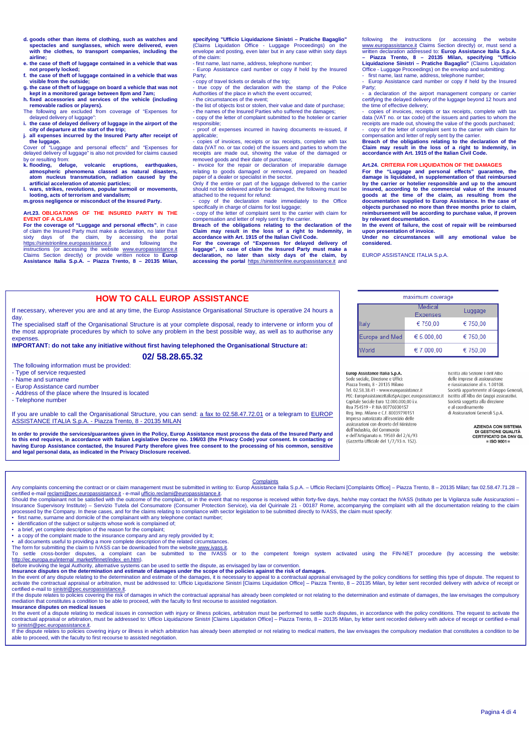- **d. goods other than items of clothing, such as watches and spectacles and sunglasses, which were delivered, even with the clothes, to transport companies, including the airline;**
- **e. the case of theft of luggage contained in a vehicle that was not properly locked;**
- **f. the case of theft of luggage contained in a vehicle that was visible from the outside;**
- **g. the case of theft of luggage on board a vehicle that was not kept in a monitored garage between 8pm and 7am;**
- **h. fixed accessories and services of the vehicle (including removable radios or players).**

The following are excluded from coverage of "Expenses for delayed delivery of luggage":

- **i. the case of delayed delivery of luggage in the airport of the city of departure at the start of the trip;**
- **j. all expenses incurred by the Insured Party after receipt of the luggage.**

Cover of "Luggage and personal effects" and "Expenses for delayed delivery of luggage" is also not provided for claims caused by or resulting from:

- **k. flooding, deluge, volcanic eruptions, earthquakes, atmospheric phenomena classed as natural disasters, atom nucleus transmutation, radiation caused by the artificial acceleration of atomic particles;**
- **l. wars, strikes, revolutions, popular turmoil or movements, looting, acts of terrorism and vandalism;**
- **m. gross negligence or misconduct of the Insured Party.**

### Art.23. OBLIGATIONS OF THE INSURED PARTY IN THE EVENT OF A CLAIM

**For the coverage of "Luggage and personal effects"**, in case of claim the Insured Party must make a declaration, no later than sixty days of the claim, by accessing the portal https://sinistrionline.europassistance.it and following the instructions (or accessing the website www.europassistance.it Claims Section directly) or provide written notice to **Europ Assistance Italia S.p.A. – Piazza Trento, 8 – 20135 Milan, specifying "Ufficio Liquidazione Sinistri – Pratiche Bagaglio"** (Claims Liquidation Office - Luggage Proceedings) on the envelope and posting, even later but in any case within sixty days of the claim:

- first name, last name, address, telephone number;
- Europ Assistance card number or copy if held by the Insured Party;
- copy of travel tickets or details of the trip;
- true copy of the declaration with the stamp of the Police Authorities of the place in which the event occurred;
- the circumstances of the event;
- the list of objects lost or stolen, their value and date of purchase;
- the names of the Insured Parties who suffered the damages;
- copy of the letter of complaint submitted to the hotelier or carrier responsible;
- proof of expenses incurred in having documents re-issued, if applicable;
- copies of invoices, receipts or tax receipts, complete with tax data (VAT no. or tax code) of the issuers and parties to whom the receipts are made out, showing the value of the damaged or removed goods and their date of purchase;
- invoice for the repair or declaration of irreparable damage relating to goods damaged or removed, prepared on headed paper of a dealer or specialist in the sector.

Only if the entire or part of the luggage delivered to the carrier should not be delivered and/or be damaged, the following must be attached to the request for refund:

- copy of the declaration made immediately to the Office specifically in charge of claims for lost luggage;
- copy of the letter of complaint sent to the carrier with claim for compensation and letter of reply sent by the carrier.

**Breach of the obligations relating to the declaration of the Claim may result in the loss of a right to Indemnity, in accordance with Art. 1915 of the Italian Civil Code.**

**For the coverage of "Expenses for delayed delivery of luggage", in case of claim the Insured Party must make a declaration, no later than sixty days of the claim, by accessing the portal** https://sinistrionline.europassistance.it and following the instructions (or accessing the website www.europassistance.it Claims Section directly) or, must send a written declaration addressed to: **Europ Assistance Italia S.p.A. – Piazza Trento, 8 – 20135 Milan, specifying "Ufficio Liquidazione Sinistri – Pratiche Bagaglio"** (Claims Liquidation Office - Luggage Proceedings) on the envelop and submitting:

- first name, last name, address, telephone number;
- Europ Assistance card number or copy if held by the Insured Party;
- a declaration of the airport management company or carrier certifying the delayed delivery of the luggage beyond 12 hours and the time of effective delivery;
- copies of invoices, receipts or tax receipts, complete with tax data (VAT no. or tax code) of the issuers and parties to whom the receipts are made out, showing the value of the goods purchased;
- copy of the letter of complaint sent to the carrier with claim for compensation and letter of reply sent by the carrier.

**Breach of the obligations relating to the declaration of the Claim may result in the loss of a right to Indemnity, in accordance with Art. 1915 of the Italian Civil Code.**

### Art.24. CRITERIA FOR LIQUIDATION OF THE DAMAGES

**For the "Luggage and personal effects" guarantee, the damage is liquidated, in supplementation of that reimbursed by the carrier or hotelier responsible and up to the amount insured, according to the commercial value of the insured goods at the time of the claim, as resulting from the documentation supplied to Europ Assistance. In the case of objects purchased no more than three months prior to claim, reimbursement will be according to purchase value, if proven by relevant documentation.**

**In the event of failure, the cost of repair will be reimbursed upon presentation of invoice.**

**Under no circumstances will any emotional value be considered.**

EUROP ASSISTANCE ITALIA S.p.A.

## HOW TO CALL EUROP ASSISTANCE

If necessary, wherever you are and at any time, the Europ Assistance Organisational Structure is operative 24 hours a day.

The specialised staff of the Organisational Structure is at your complete disposal, ready to intervene or inform you of the most appropriate procedures by which to solve any problem in the best possible way, as well as to authorise any expenses.

**IMPORTANT: do not take any initiative without first having telephoned the Organisational Structure at:**

**02/ 58.28.65.32**

The following information must be provided:

- Type of service requested
- Name and surname
- Europ Assistance card number
- Address of the place where the Insured is located
- Telephone number

If you are unable to call the Organisational Structure, you can send: a fax to 02.58.47.72.01 or a telegram to EUROP ASSISTANCE ITALIA S.p.A. - Piazza Trento, 8 - 20135 MILAN

**In order to provide the services/guarantees given in the Policy, Europ Assistance must process the data of the Insured Party and to this end requires, in accordance with Italian Legislative Decree no. 196/03 (the Privacy Code) your consent. In contacting or having Europ Assistance contacted, the Insured Party therefore gives free consent to the processing of his common, sensitive and legal personal data, as indicated in the Privacy Disclosure received.**

maximum coverage

| | Medical Expenses | Luggage |
|---|---|---|
| Italy | € 750,00 | € 750,00 |
| Europe and Med | € 5.000,00 | € 750,00 |
| World | € 7.000,00 | € 750,00 |

**Europ Assistance Italia S.p.A.**
Sede sociale, Direzione e Uffici:
Piazza Trento, 8 - 20135 Milano
Tel. 02.58.38.41 - www.europassistance.it
PEC: EuropAssistanceItaliaSpA@pec.europassistance.it
Capitale Sociale Euro 12.000.000,00 i.v.
Rea 754519 - P. IVA 00776030157
Reg. Imp. Milano e C.F. 80039790151
Impresa autorizzata all'esercizio delle assicurazioni con decreto del Ministero dell'Industria, del Commercio e dell'Artigianato n. 19569 del 2/6/93 (Gazzetta Ufficiale del 1/7/93 n. 152).

Iscritta alla Sezione I dell'Albo delle imprese di assicurazione e riassicurazione al n. 1.00108.
Società appartenente al Gruppo Generali, iscritto all'Albo dei Gruppi assicurativi.
Società soggetta alla direzione e al coordinamento di Assicurazioni Generali S.p.A.

**AZIENDA CON SISTEMA DI GESTIONE QUALITÀ CERTIFICATO DA DNV GL = ISO 9001 =**

## Complaints

Any complaints concerning the contract or or claim management must be submitted in writing to: Europ Assistance Italia S.p.A. – Ufficio Reclami [Complaints Office] – Piazza Trento, 8 – 20135 Milan; fax 02.58.47.71.28 – certified e-mail reclami@pec.europassistance.it - e-mail ufficio.reclami@europassistance.it.

Should the complainant not be satisfied with the outcome of the complaint, or in the event that no response is received within forty-five days, he/she may contact the IVASS (Istituto per la Vigilanza sulle Assicurazioni – Insurance Supervisory Institute) – Servizio Tutela del Consumatore (Consumer Protection Service), via del Quirinale 21 - 00187 Rome, accompanying the complaint with all the documentation relating to the claim processed by the Company. In these cases, and for the claims relating to compliance with sector legislation to be submitted directly to IVASS, the claim must specify:

- first name, surname and domicile of the complainant with any telephone contact number;
- identification of the subject or subjects whose work is complained of;
- a brief, yet complete description of the reason for the complaint;
- a copy of the complaint made to the insurance company and any reply provided by it;
- all documents useful to providing a more complete description of the related circumstances.

The form for submitting the claim to IVASS can be downloaded from the website www.ivass.it.

To settle cross-border disputes, a complaint can be submitted to the IVASS or to the competent foreign system activated using the FIN-NET procedure (by accessing the website: http://ec.europa.eu/internal_market/finnet/index_en.htm).

Before involving the legal Authority, alternative systems can be used to settle the dispute, as envisaged by law or convention.

**Insurance disputes on the determination and estimate of damages under the scope of the policies against the risk of damages.**

In the event of any dispute relating to the determination and estimate of the damages, it is necessary to appeal to a contractual appraisal envisaged by the policy conditions for settling this type of dispute. The request to activate the contractual appraisal or arbitration, must be addressed to: Ufficio Liquidazione Sinistri [Claims Liquidation Office] – Piazza Trento, 8 – 20135 Milan, by letter sent recorded delivery with advice of receipt or certified e-mail to sinistri@pec.europassistance.it.

If the dispute relates to policies covering the risk of damages in which the contractual appraisal has already been completed or not relating to the determination and estimate of damages, the law envisages the compulsory mediation that constitutes a condition to be able to proceed, with the faculty to first recourse to assisted negotiation.

**Insurance disputes on medical issues**

In the event of a dispute relating to medical issues in connection with injury or illness policies, arbitration must be performed to settle such disputes, in accordance with the policy conditions. The request to activate the contractual appraisal or arbitration, must be addressed to: Ufficio Liquidazione Sinistri [Claims Liquidation Office] – Piazza Trento, 8 – 20135 Milan, by letter sent recorded delivery with advice of receipt or certified e-mail to sinistri@pec.europassistance.it.

If the dispute relates to policies covering injury or illness in which arbitration has already been attempted or not relating to medical matters, the law envisages the compulsory mediation that constitutes a condition to be able to proceed, with the faculty to first recourse to assisted negotiation.